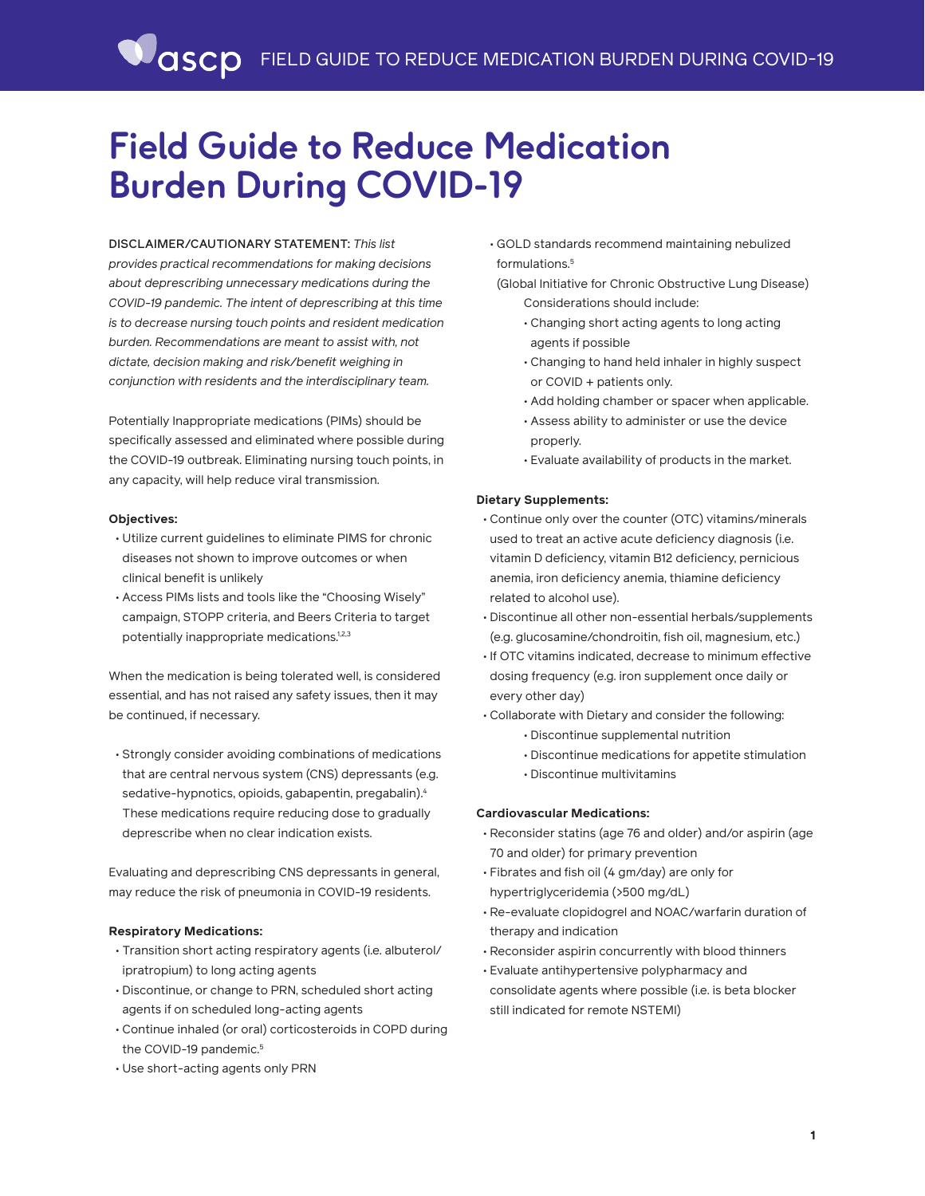# Field Guide to Reduce Medication Burden During COVID-19

DISCLAIMER/CAUTIONARY STATEMENT: *This list provides practical recommendations for making decisions about deprescribing unnecessary medications during the COVID-19 pandemic. The intent of deprescribing at this time is to decrease nursing touch points and resident medication burden. Recommendations are meant to assist with, not dictate, decision making and risk/benefit weighing in conjunction with residents and the interdisciplinary team.*

Potentially Inappropriate medications (PIMs) should be specifically assessed and eliminated where possible during the COVID-19 outbreak. Eliminating nursing touch points, in any capacity, will help reduce viral transmission.

**Objectives:**

- Utilize current guidelines to eliminate PIMS for chronic diseases not shown to improve outcomes or when clinical benefit is unlikely
- Access PIMs lists and tools like the "Choosing Wisely" campaign, STOPP criteria, and Beers Criteria to target potentially inappropriate medications.[1,2,3]

When the medication is being tolerated well, is considered essential, and has not raised any safety issues, then it may be continued, if necessary.

- Strongly consider avoiding combinations of medications that are central nervous system (CNS) depressants (e.g. sedative-hypnotics, opioids, gabapentin, pregabalin).[4] These medications require reducing dose to gradually deprescribe when no clear indication exists.

Evaluating and deprescribing CNS depressants in general, may reduce the risk of pneumonia in COVID-19 residents.

**Respiratory Medications:**

- Transition short acting respiratory agents (i.e. albuterol/ ipratropium) to long acting agents
- Discontinue, or change to PRN, scheduled short acting agents if on scheduled long-acting agents
- Continue inhaled (or oral) corticosteroids in COPD during the COVID-19 pandemic.[5]
- Use short-acting agents only PRN
- GOLD standards recommend maintaining nebulized formulations.[5]
  (Global Initiative for Chronic Obstructive Lung Disease)
  Considerations should include:
  - Changing short acting agents to long acting agents if possible
  - Changing to hand held inhaler in highly suspect or COVID + patients only.
  - Add holding chamber or spacer when applicable.
  - Assess ability to administer or use the device properly.
  - Evaluate availability of products in the market.

**Dietary Supplements:**

- Continue only over the counter (OTC) vitamins/minerals used to treat an active acute deficiency diagnosis (i.e. vitamin D deficiency, vitamin B12 deficiency, pernicious anemia, iron deficiency anemia, thiamine deficiency related to alcohol use).
- Discontinue all other non-essential herbals/supplements (e.g. glucosamine/chondroitin, fish oil, magnesium, etc.)
- If OTC vitamins indicated, decrease to minimum effective dosing frequency (e.g. iron supplement once daily or every other day)
- Collaborate with Dietary and consider the following:
  - Discontinue supplemental nutrition
  - Discontinue medications for appetite stimulation
  - Discontinue multivitamins

**Cardiovascular Medications:**

- Reconsider statins (age 76 and older) and/or aspirin (age 70 and older) for primary prevention
- Fibrates and fish oil (4 gm/day) are only for hypertriglyceridemia (>500 mg/dL)
- Re-evaluate clopidogrel and NOAC/warfarin duration of therapy and indication
- Reconsider aspirin concurrently with blood thinners
- Evaluate antihypertensive polypharmacy and consolidate agents where possible (i.e. is beta blocker still indicated for remote NSTEMI)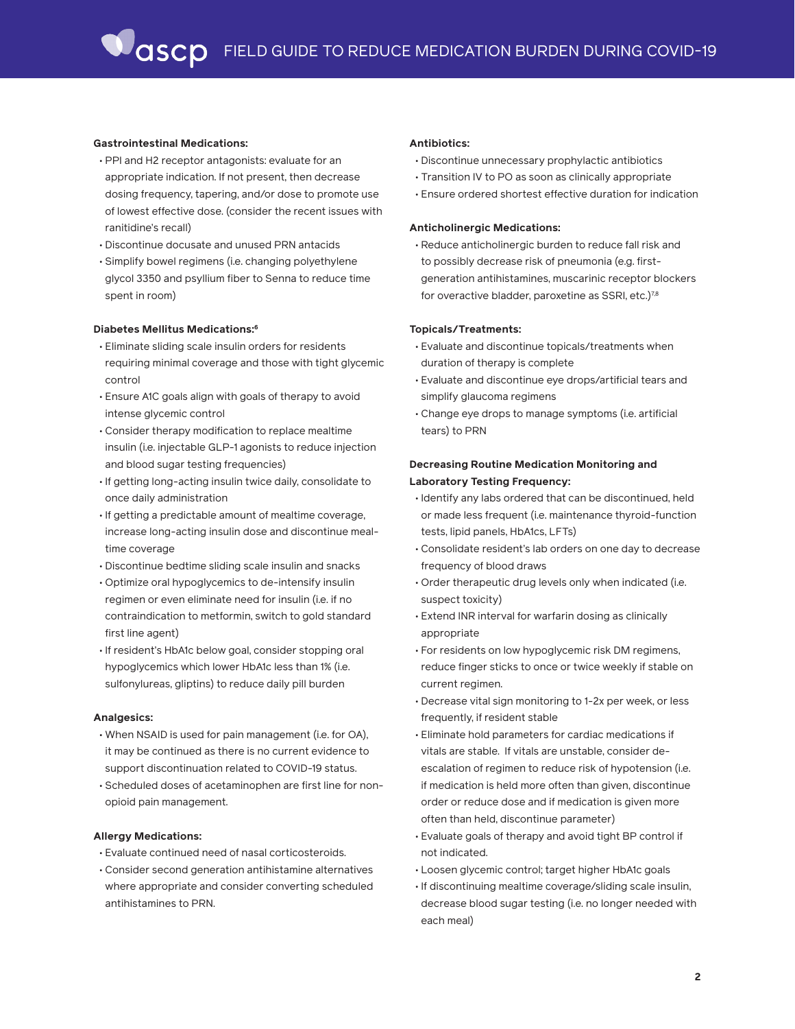**Gastrointestinal Medications:**

- PPI and H2 receptor antagonists: evaluate for an appropriate indication. If not present, then decrease dosing frequency, tapering, and/or dose to promote use of lowest effective dose. (consider the recent issues with ranitidine's recall)
- Discontinue docusate and unused PRN antacids
- Simplify bowel regimens (i.e. changing polyethylene glycol 3350 and psyllium fiber to Senna to reduce time spent in room)

**Diabetes Mellitus Medications:**[6]

- Eliminate sliding scale insulin orders for residents requiring minimal coverage and those with tight glycemic control
- Ensure A1C goals align with goals of therapy to avoid intense glycemic control
- Consider therapy modification to replace mealtime insulin (i.e. injectable GLP-1 agonists to reduce injection and blood sugar testing frequencies)
- If getting long-acting insulin twice daily, consolidate to once daily administration
- If getting a predictable amount of mealtime coverage, increase long-acting insulin dose and discontinue meal-time coverage
- Discontinue bedtime sliding scale insulin and snacks
- Optimize oral hypoglycemics to de-intensify insulin regimen or even eliminate need for insulin (i.e. if no contraindication to metformin, switch to gold standard first line agent)
- If resident's HbA1c below goal, consider stopping oral hypoglycemics which lower HbA1c less than 1% (i.e. sulfonylureas, gliptins) to reduce daily pill burden

**Analgesics:**

- When NSAID is used for pain management (i.e. for OA), it may be continued as there is no current evidence to support discontinuation related to COVID-19 status.
- Scheduled doses of acetaminophen are first line for non-opioid pain management.

**Allergy Medications:**

- Evaluate continued need of nasal corticosteroids.
- Consider second generation antihistamine alternatives where appropriate and consider converting scheduled antihistamines to PRN.

**Antibiotics:**

- Discontinue unnecessary prophylactic antibiotics
- Transition IV to PO as soon as clinically appropriate
- Ensure ordered shortest effective duration for indication

**Anticholinergic Medications:**

- Reduce anticholinergic burden to reduce fall risk and to possibly decrease risk of pneumonia (e.g. first-generation antihistamines, muscarinic receptor blockers for overactive bladder, paroxetine as SSRI, etc.)[7,8]

**Topicals/Treatments:**

- Evaluate and discontinue topicals/treatments when duration of therapy is complete
- Evaluate and discontinue eye drops/artificial tears and simplify glaucoma regimens
- Change eye drops to manage symptoms (i.e. artificial tears) to PRN

**Decreasing Routine Medication Monitoring and Laboratory Testing Frequency:**

- Identify any labs ordered that can be discontinued, held or made less frequent (i.e. maintenance thyroid-function tests, lipid panels, HbA1cs, LFTs)
- Consolidate resident's lab orders on one day to decrease frequency of blood draws
- Order therapeutic drug levels only when indicated (i.e. suspect toxicity)
- Extend INR interval for warfarin dosing as clinically appropriate
- For residents on low hypoglycemic risk DM regimens, reduce finger sticks to once or twice weekly if stable on current regimen.
- Decrease vital sign monitoring to 1-2x per week, or less frequently, if resident stable
- Eliminate hold parameters for cardiac medications if vitals are stable. If vitals are unstable, consider de-escalation of regimen to reduce risk of hypotension (i.e. if medication is held more often than given, discontinue order or reduce dose and if medication is given more often than held, discontinue parameter)
- Evaluate goals of therapy and avoid tight BP control if not indicated.
- Loosen glycemic control; target higher HbA1c goals
- If discontinuing mealtime coverage/sliding scale insulin, decrease blood sugar testing (i.e. no longer needed with each meal)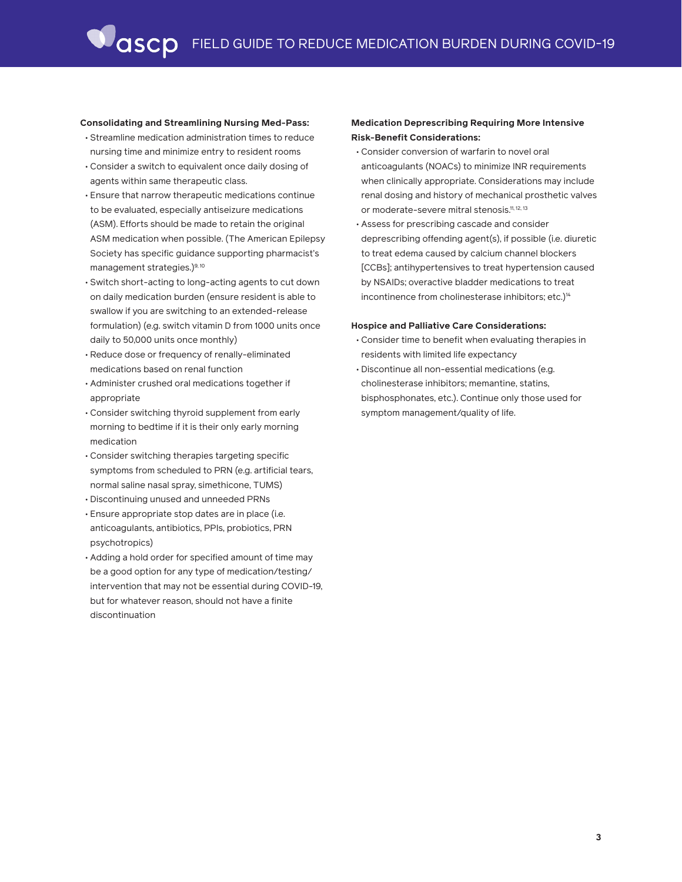**Consolidating and Streamlining Nursing Med-Pass:**

- Streamline medication administration times to reduce nursing time and minimize entry to resident rooms
- Consider a switch to equivalent once daily dosing of agents within same therapeutic class.
- Ensure that narrow therapeutic medications continue to be evaluated, especially antiseizure medications (ASM). Efforts should be made to retain the original ASM medication when possible. (The American Epilepsy Society has specific guidance supporting pharmacist's management strategies.)[9,10]
- Switch short-acting to long-acting agents to cut down on daily medication burden (ensure resident is able to swallow if you are switching to an extended-release formulation) (e.g. switch vitamin D from 1000 units once daily to 50,000 units once monthly)
- Reduce dose or frequency of renally-eliminated medications based on renal function
- Administer crushed oral medications together if appropriate
- Consider switching thyroid supplement from early morning to bedtime if it is their only early morning medication
- Consider switching therapies targeting specific symptoms from scheduled to PRN (e.g. artificial tears, normal saline nasal spray, simethicone, TUMS)
- Discontinuing unused and unneeded PRNs
- Ensure appropriate stop dates are in place (i.e. anticoagulants, antibiotics, PPIs, probiotics, PRN psychotropics)
- Adding a hold order for specified amount of time may be a good option for any type of medication/testing/intervention that may not be essential during COVID-19, but for whatever reason, should not have a finite discontinuation

**Medication Deprescribing Requiring More Intensive Risk-Benefit Considerations:**

- Consider conversion of warfarin to novel oral anticoagulants (NOACs) to minimize INR requirements when clinically appropriate. Considerations may include renal dosing and history of mechanical prosthetic valves or moderate-severe mitral stenosis.[11,12,13]
- Assess for prescribing cascade and consider deprescribing offending agent(s), if possible (i.e. diuretic to treat edema caused by calcium channel blockers [CCBs]; antihypertensives to treat hypertension caused by NSAIDs; overactive bladder medications to treat incontinence from cholinesterase inhibitors; etc.)[14]

**Hospice and Palliative Care Considerations:**

- Consider time to benefit when evaluating therapies in residents with limited life expectancy
- Discontinue all non-essential medications (e.g. cholinesterase inhibitors; memantine, statins, bisphosphonates, etc.). Continue only those used for symptom management/quality of life.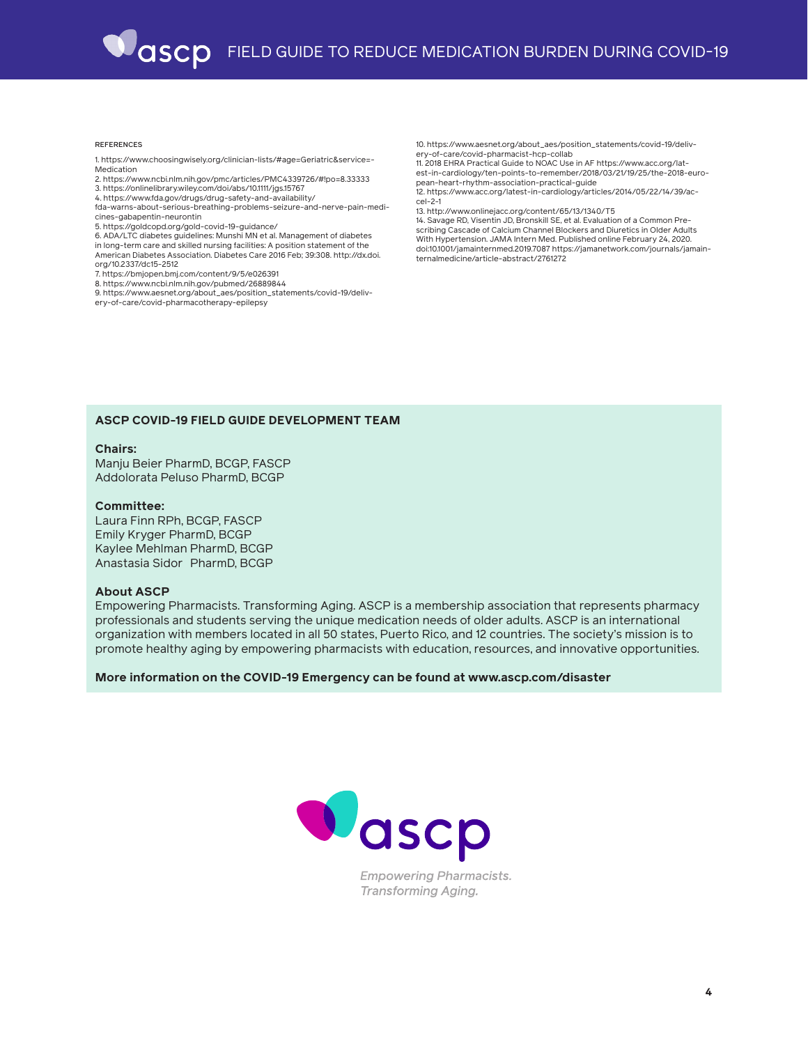REFERENCES

1. https://www.choosingwisely.org/clinician-lists/#age=Geriatric&service=-Medication
2. https://www.ncbi.nlm.nih.gov/pmc/articles/PMC4339726/#!po=8.33333
3. https://onlinelibrary.wiley.com/doi/abs/10.1111/jgs.15767
4. https://www.fda.gov/drugs/drug-safety-and-availability/fda-warns-about-serious-breathing-problems-seizure-and-nerve-pain-medicines-gabapentin-neurontin
5. https://goldcopd.org/gold-covid-19-guidance/
6. ADA/LTC diabetes guidelines: Munshi MN et al. Management of diabetes in long-term care and skilled nursing facilities: A position statement of the American Diabetes Association. Diabetes Care 2016 Feb; 39:308. http://dx.doi.org/10.2337/dc15-2512
7. https://bmjopen.bmj.com/content/9/5/e026391
8. https://www.ncbi.nlm.nih.gov/pubmed/26889844
9. https://www.aesnet.org/about_aes/position_statements/covid-19/delivery-of-care/covid-pharmacotherapy-epilepsy
10. https://www.aesnet.org/about_aes/position_statements/covid-19/delivery-of-care/covid-pharmacist-hcp-collab
11. 2018 EHRA Practical Guide to NOAC Use in AF https://www.acc.org/latest-in-cardiology/ten-points-to-remember/2018/03/21/19/25/the-2018-european-heart-rhythm-association-practical-guide
12. https://www.acc.org/latest-in-cardiology/articles/2014/05/22/14/39/acel-2-1
13. http://www.onlinejacc.org/content/65/13/1340/T5
14. Savage RD, Visentin JD, Bronskill SE, et al. Evaluation of a Common Prescribing Cascade of Calcium Channel Blockers and Diuretics in Older Adults With Hypertension. JAMA Intern Med. Published online February 24, 2020. doi:10.1001/jamainternmed.2019.7087 https://jamanetwork.com/journals/jamainternalmedicine/article-abstract/2761272

## ASCP COVID-19 FIELD GUIDE DEVELOPMENT TEAM

**Chairs:**
Manju Beier PharmD, BCGP, FASCP
Addolorata Peluso PharmD, BCGP

**Committee:**
Laura Finn RPh, BCGP, FASCP
Emily Kryger PharmD, BCGP
Kaylee Mehlman PharmD, BCGP
Anastasia Sidor PharmD, BCGP

**About ASCP**
Empowering Pharmacists. Transforming Aging. ASCP is a membership association that represents pharmacy professionals and students serving the unique medication needs of older adults. ASCP is an international organization with members located in all 50 states, Puerto Rico, and 12 countries. The society's mission is to promote healthy aging by empowering pharmacists with education, resources, and innovative opportunities.

**More information on the COVID-19 Emergency can be found at www.ascp.com/disaster**

ascp

*Empowering Pharmacists. Transforming Aging.*